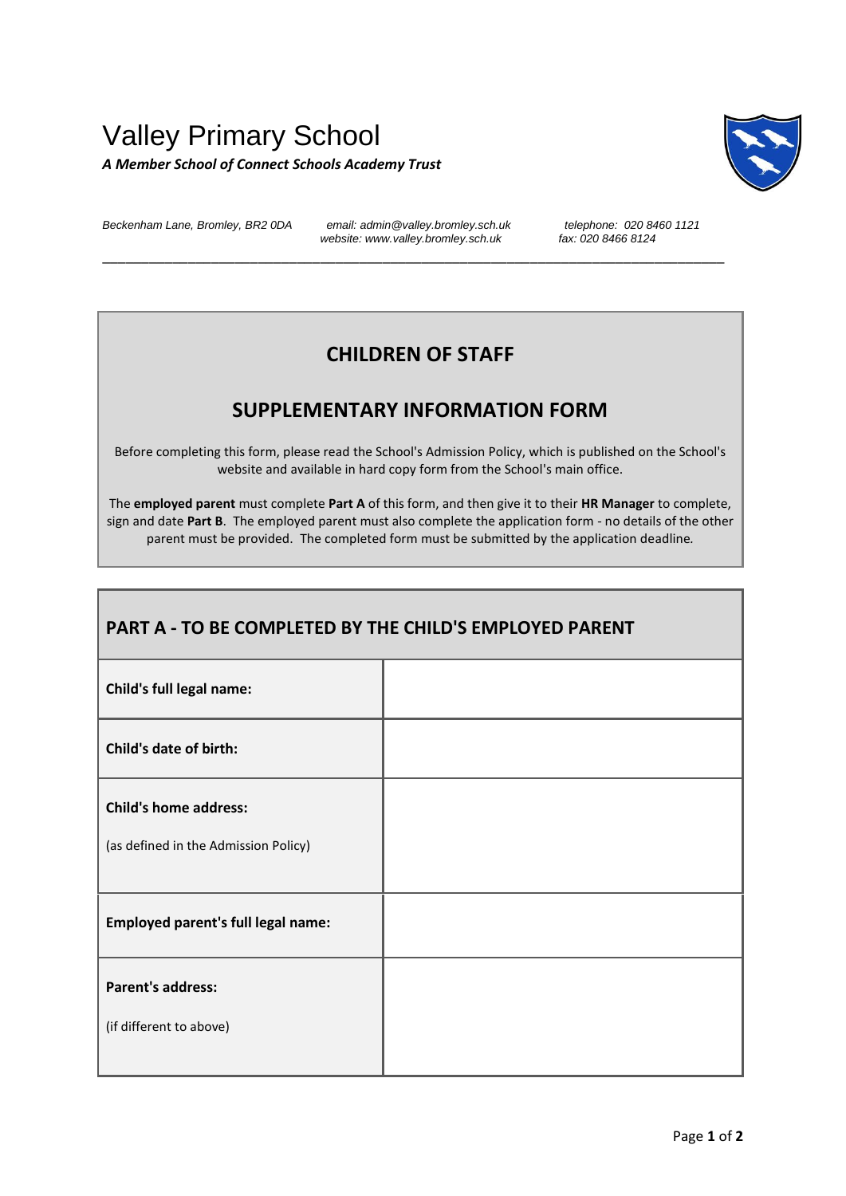# Valley Primary School

***A Member School of Connect Schools Academy Trust***

*Beckenham Lane, Bromley, BR2 0DA* *email: admin@valley.bromley.sch.uk* *website: www.valley.bromley.sch.uk* *telephone: 020 8460 1121* *fax: 020 8466 8124*

---

## CHILDREN OF STAFF

## SUPPLEMENTARY INFORMATION FORM

Before completing this form, please read the School's Admission Policy, which is published on the School's website and available in hard copy form from the School's main office.

The **employed parent** must complete **Part A** of this form, and then give it to their **HR Manager** to complete, sign and date **Part B**. The employed parent must also complete the application form - no details of the other parent must be provided. The completed form must be submitted by the application deadline.

| PART A - TO BE COMPLETED BY THE CHILD'S EMPLOYED PARENT | |
|---|---|
| **Child's full legal name:** | |
| **Child's date of birth:** | |
| **Child's home address:** (as defined in the Admission Policy) | |
| **Employed parent's full legal name:** | |
| **Parent's address:** (if different to above) | |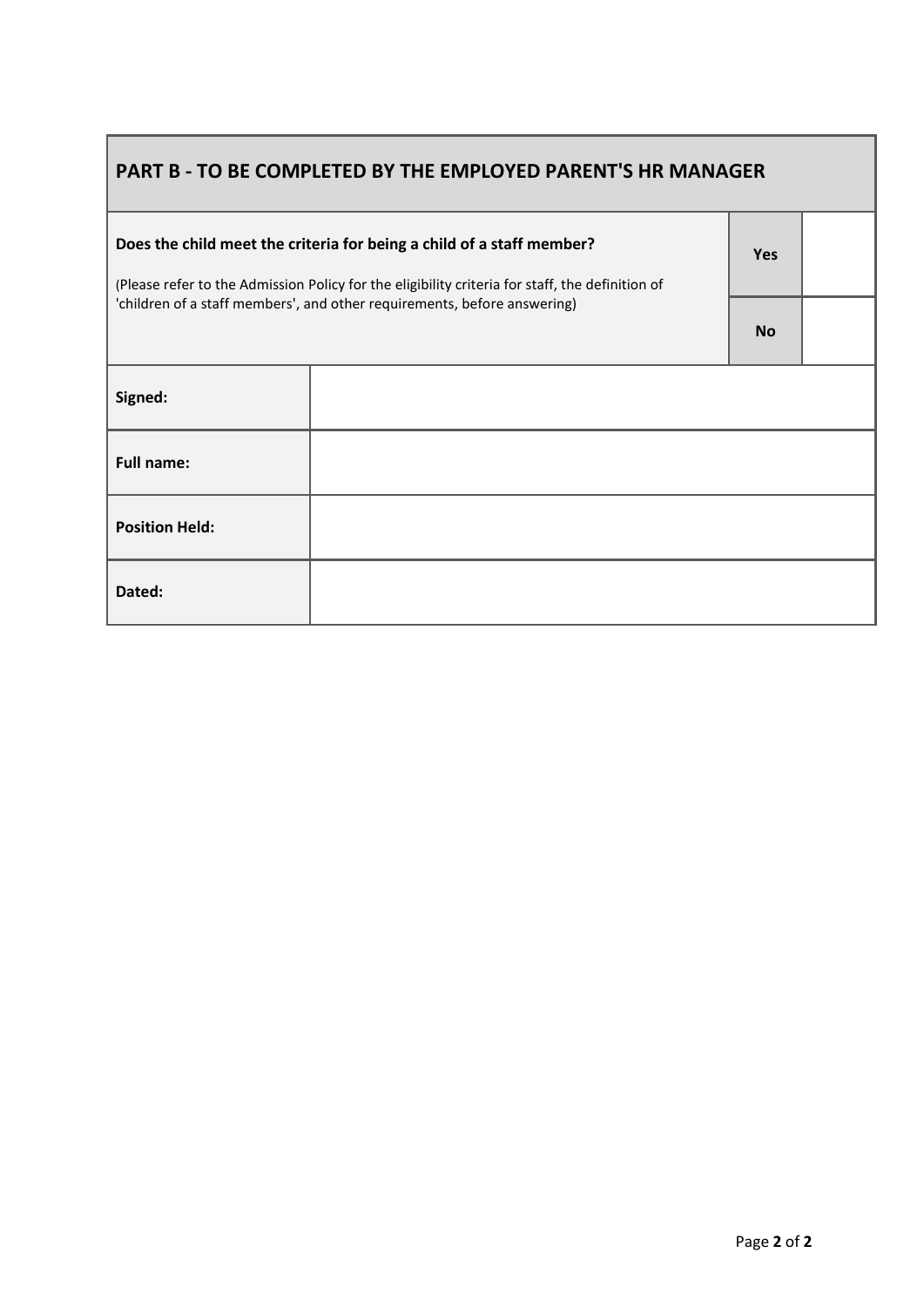## PART B - TO BE COMPLETED BY THE EMPLOYED PARENT'S HR MANAGER

| | | |
|---|---|---|
| **Does the child meet the criteria for being a child of a staff member?**<br><br>(Please refer to the Admission Policy for the eligibility criteria for staff, the definition of 'children of a staff members', and other requirements, before answering) | **Yes** | |
| | **No** | |

| | |
|---|---|
| **Signed:** | |
| **Full name:** | |
| **Position Held:** | |
| **Dated:** | |